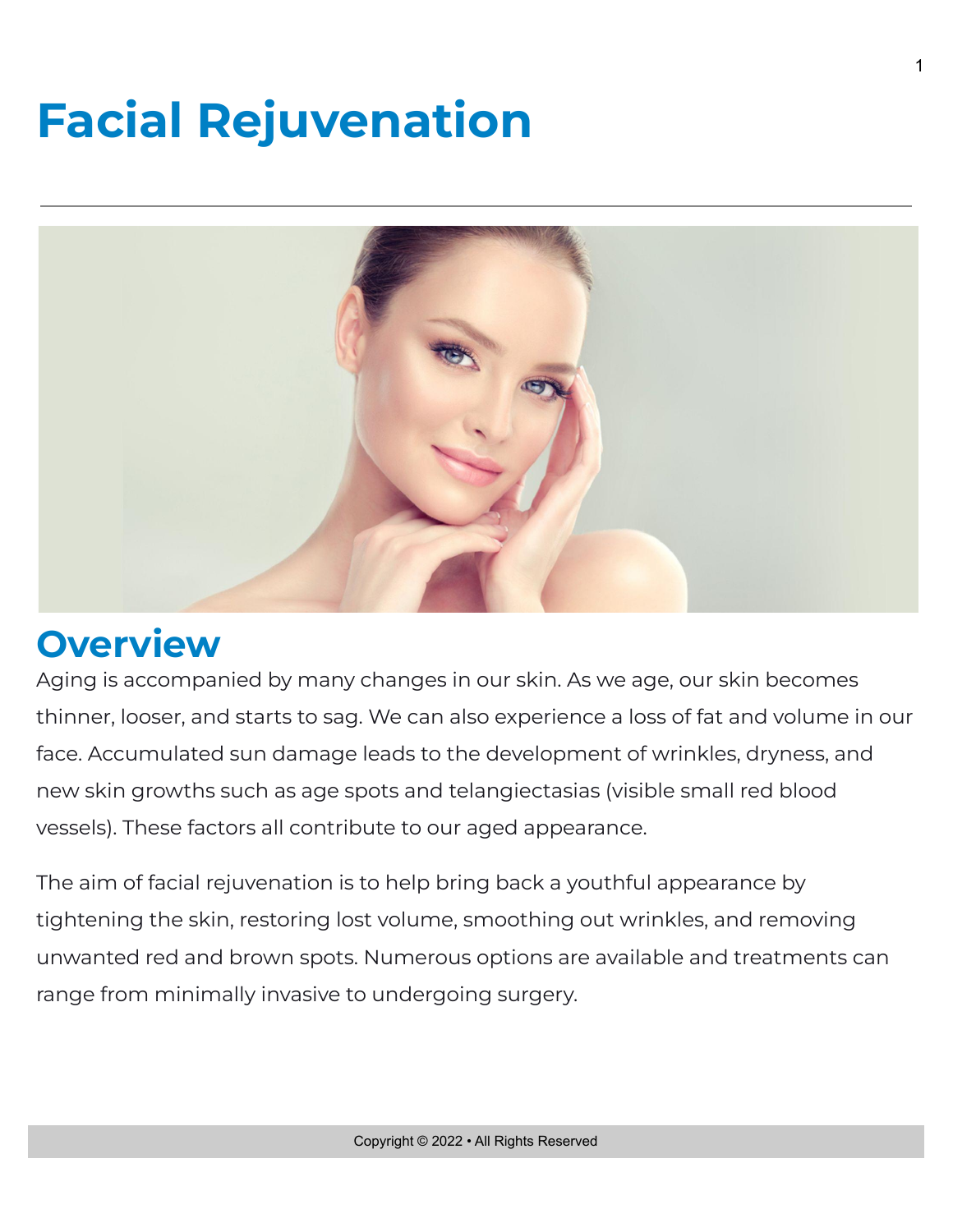# Facial Rejuvenation

## Overview

Aging is accompanied by many changes in our skin. As we age, our skin becomes thinner, looser, and starts to sag. We can also experience a loss of fat and volume in our face. Accumulated sun damage leads to the development of wrinkles, dryness, and new skin growths such as age spots and telangiectasias (visible small red blood vessels). These factors all contribute to our aged appearance.

The aim of facial rejuvenation is to help bring back a youthful appearance by tightening the skin, restoring lost volume, smoothing out wrinkles, and removing unwanted red and brown spots. Numerous options are available and treatments can range from minimally invasive to undergoing surgery.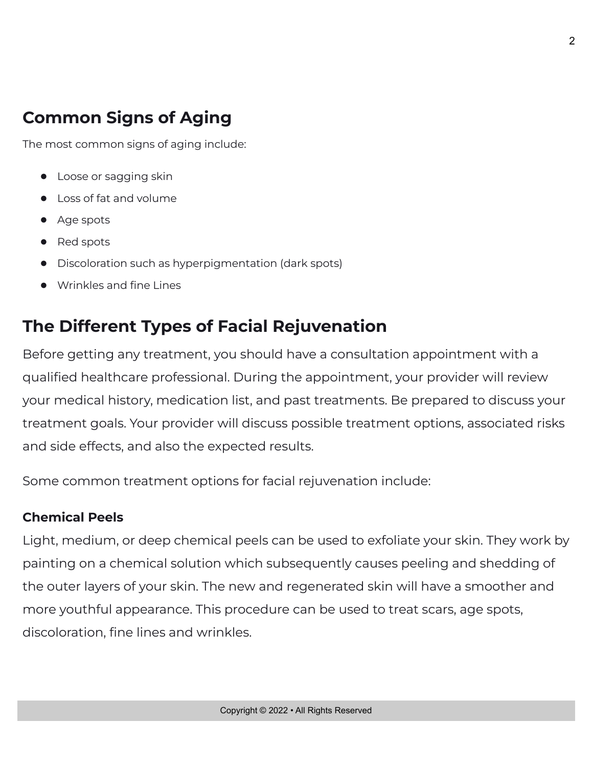## Common Signs of Aging

The most common signs of aging include:

- Loose or sagging skin
- Loss of fat and volume
- Age spots
- Red spots
- Discoloration such as hyperpigmentation (dark spots)
- Wrinkles and fine Lines

## The Different Types of Facial Rejuvenation

Before getting any treatment, you should have a consultation appointment with a qualified healthcare professional. During the appointment, your provider will review your medical history, medication list, and past treatments. Be prepared to discuss your treatment goals. Your provider will discuss possible treatment options, associated risks and side effects, and also the expected results.

Some common treatment options for facial rejuvenation include:

**Chemical Peels**

Light, medium, or deep chemical peels can be used to exfoliate your skin. They work by painting on a chemical solution which subsequently causes peeling and shedding of the outer layers of your skin. The new and regenerated skin will have a smoother and more youthful appearance. This procedure can be used to treat scars, age spots, discoloration, fine lines and wrinkles.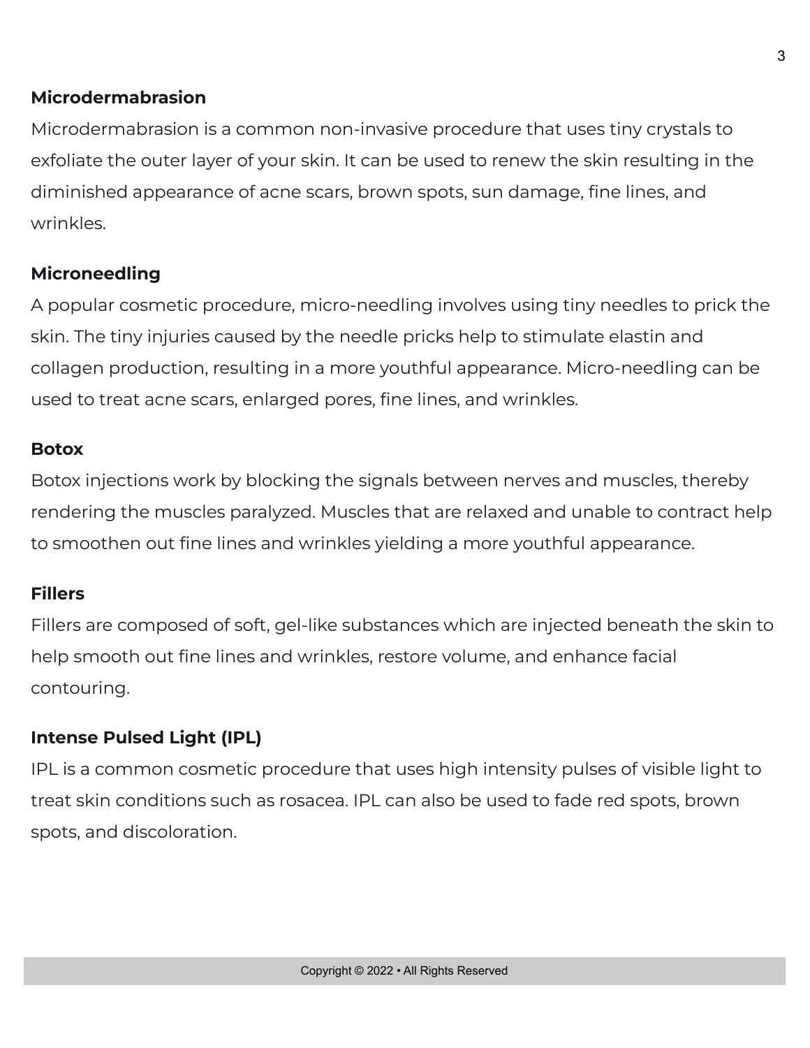### Microdermabrasion

Microdermabrasion is a common non-invasive procedure that uses tiny crystals to exfoliate the outer layer of your skin. It can be used to renew the skin resulting in the diminished appearance of acne scars, brown spots, sun damage, fine lines, and wrinkles.

### Microneedling

A popular cosmetic procedure, micro-needling involves using tiny needles to prick the skin. The tiny injuries caused by the needle pricks help to stimulate elastin and collagen production, resulting in a more youthful appearance. Micro-needling can be used to treat acne scars, enlarged pores, fine lines, and wrinkles.

### Botox

Botox injections work by blocking the signals between nerves and muscles, thereby rendering the muscles paralyzed. Muscles that are relaxed and unable to contract help to smoothen out fine lines and wrinkles yielding a more youthful appearance.

### Fillers

Fillers are composed of soft, gel-like substances which are injected beneath the skin to help smooth out fine lines and wrinkles, restore volume, and enhance facial contouring.

### Intense Pulsed Light (IPL)

IPL is a common cosmetic procedure that uses high intensity pulses of visible light to treat skin conditions such as rosacea. IPL can also be used to fade red spots, brown spots, and discoloration.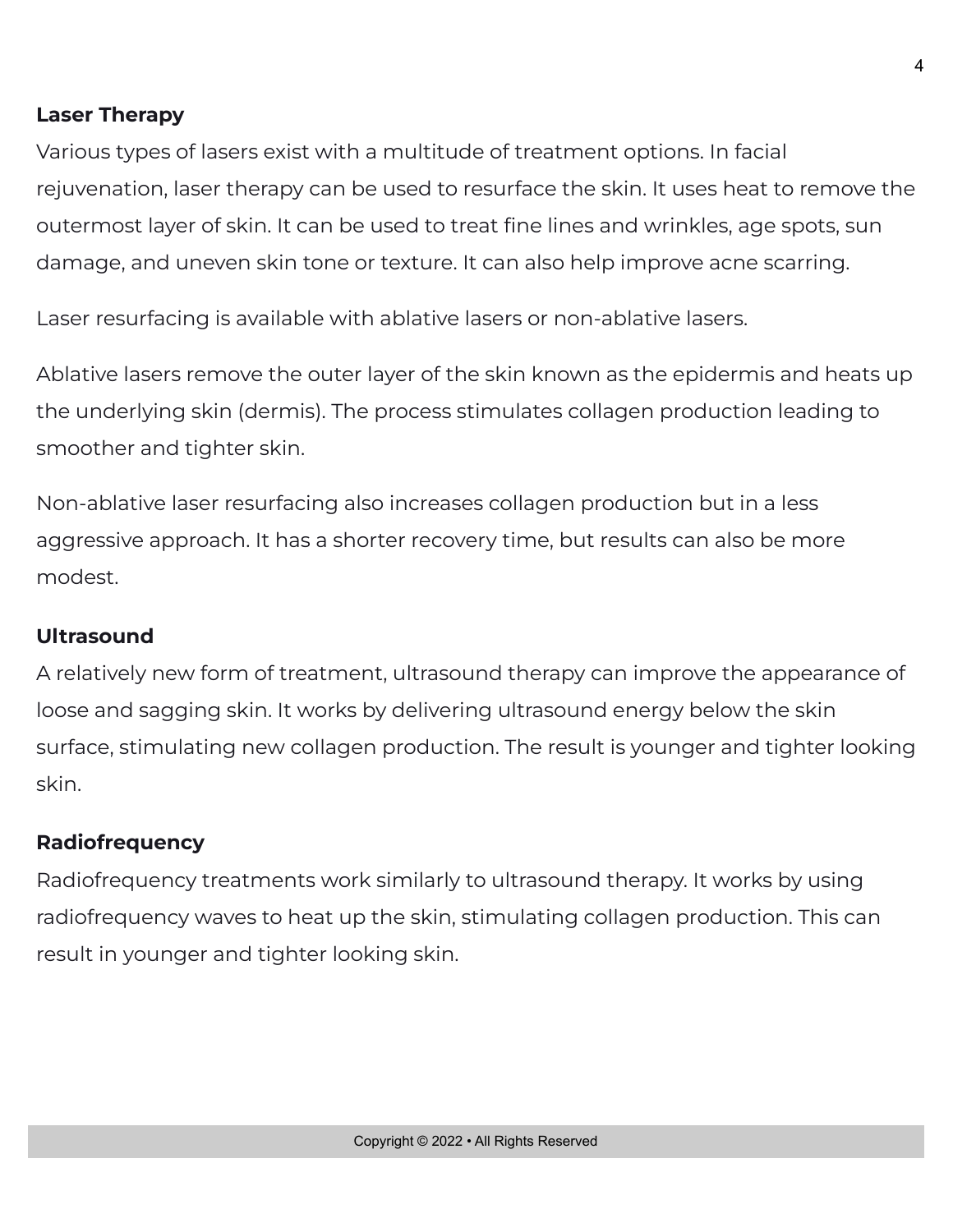**Laser Therapy**

Various types of lasers exist with a multitude of treatment options. In facial rejuvenation, laser therapy can be used to resurface the skin. It uses heat to remove the outermost layer of skin. It can be used to treat fine lines and wrinkles, age spots, sun damage, and uneven skin tone or texture. It can also help improve acne scarring.

Laser resurfacing is available with ablative lasers or non-ablative lasers.

Ablative lasers remove the outer layer of the skin known as the epidermis and heats up the underlying skin (dermis). The process stimulates collagen production leading to smoother and tighter skin.

Non-ablative laser resurfacing also increases collagen production but in a less aggressive approach. It has a shorter recovery time, but results can also be more modest.

**Ultrasound**

A relatively new form of treatment, ultrasound therapy can improve the appearance of loose and sagging skin. It works by delivering ultrasound energy below the skin surface, stimulating new collagen production. The result is younger and tighter looking skin.

**Radiofrequency**

Radiofrequency treatments work similarly to ultrasound therapy. It works by using radiofrequency waves to heat up the skin, stimulating collagen production. This can result in younger and tighter looking skin.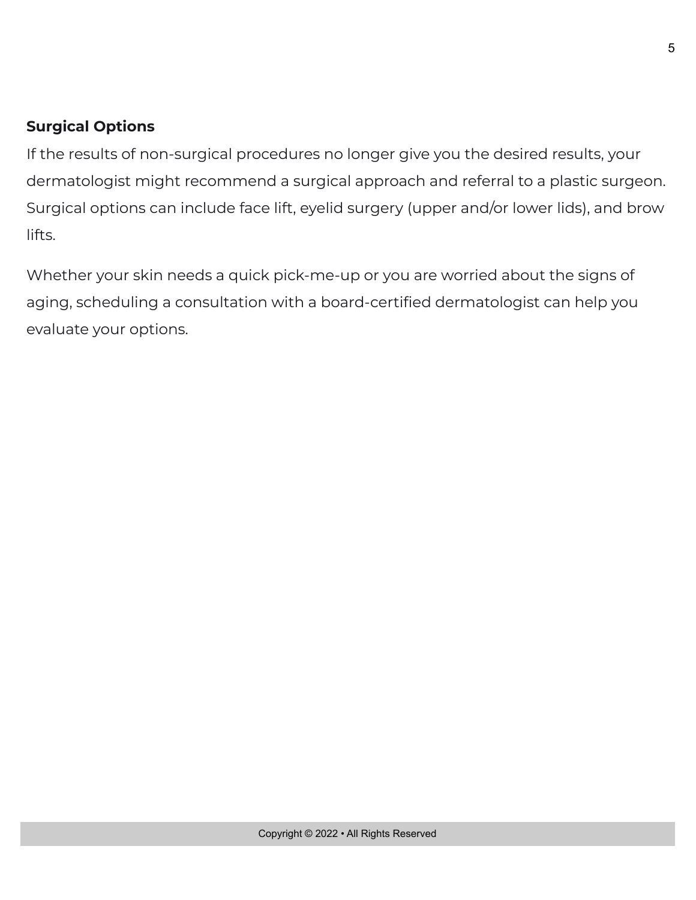**Surgical Options**

If the results of non-surgical procedures no longer give you the desired results, your dermatologist might recommend a surgical approach and referral to a plastic surgeon. Surgical options can include face lift, eyelid surgery (upper and/or lower lids), and brow lifts.

Whether your skin needs a quick pick-me-up or you are worried about the signs of aging, scheduling a consultation with a board-certified dermatologist can help you evaluate your options.